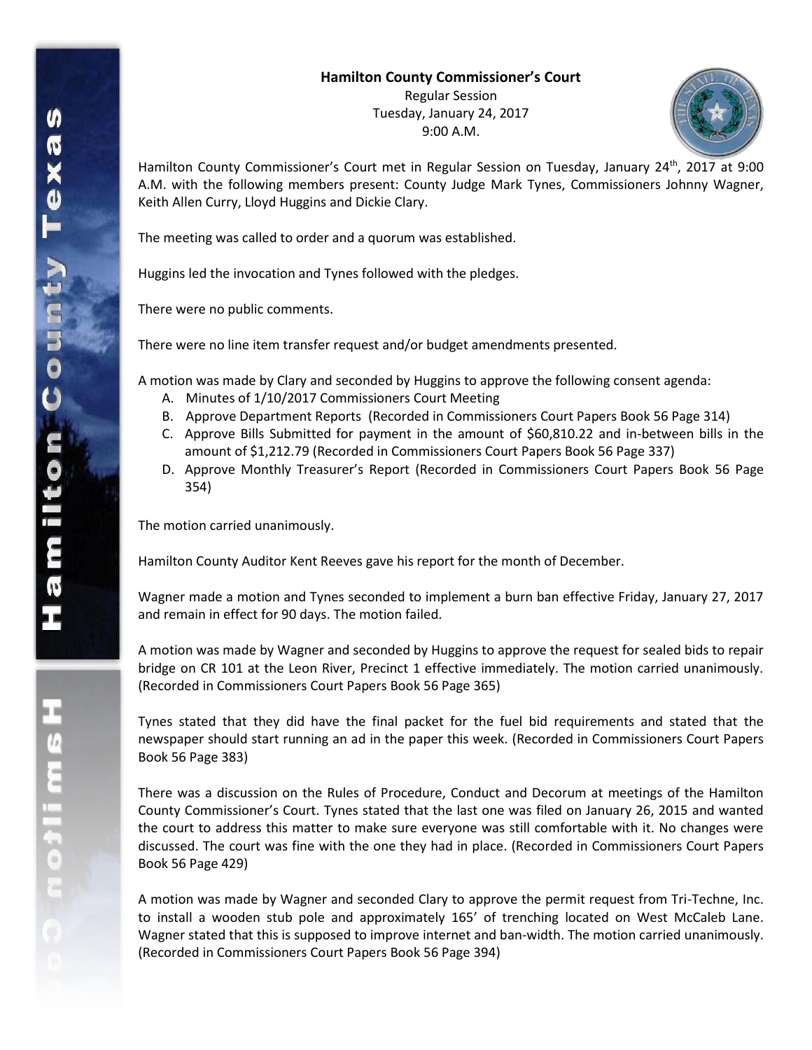**Hamilton County Commissioner's Court**

Regular Session

Tuesday, January 24, 2017

9:00 A.M.

Hamilton County Commissioner's Court met in Regular Session on Tuesday, January 24th, 2017 at 9:00 A.M. with the following members present: County Judge Mark Tynes, Commissioners Johnny Wagner, Keith Allen Curry, Lloyd Huggins and Dickie Clary.

The meeting was called to order and a quorum was established.

Huggins led the invocation and Tynes followed with the pledges.

There were no public comments.

There were no line item transfer request and/or budget amendments presented.

A motion was made by Clary and seconded by Huggins to approve the following consent agenda:

A. Minutes of 1/10/2017 Commissioners Court Meeting
B. Approve Department Reports (Recorded in Commissioners Court Papers Book 56 Page 314)
C. Approve Bills Submitted for payment in the amount of $60,810.22 and in-between bills in the amount of $1,212.79 (Recorded in Commissioners Court Papers Book 56 Page 337)
D. Approve Monthly Treasurer's Report (Recorded in Commissioners Court Papers Book 56 Page 354)

The motion carried unanimously.

Hamilton County Auditor Kent Reeves gave his report for the month of December.

Wagner made a motion and Tynes seconded to implement a burn ban effective Friday, January 27, 2017 and remain in effect for 90 days. The motion failed.

A motion was made by Wagner and seconded by Huggins to approve the request for sealed bids to repair bridge on CR 101 at the Leon River, Precinct 1 effective immediately. The motion carried unanimously. (Recorded in Commissioners Court Papers Book 56 Page 365)

Tynes stated that they did have the final packet for the fuel bid requirements and stated that the newspaper should start running an ad in the paper this week. (Recorded in Commissioners Court Papers Book 56 Page 383)

There was a discussion on the Rules of Procedure, Conduct and Decorum at meetings of the Hamilton County Commissioner's Court. Tynes stated that the last one was filed on January 26, 2015 and wanted the court to address this matter to make sure everyone was still comfortable with it. No changes were discussed. The court was fine with the one they had in place. (Recorded in Commissioners Court Papers Book 56 Page 429)

A motion was made by Wagner and seconded Clary to approve the permit request from Tri-Techne, Inc. to install a wooden stub pole and approximately 165' of trenching located on West McCaleb Lane. Wagner stated that this is supposed to improve internet and ban-width. The motion carried unanimously. (Recorded in Commissioners Court Papers Book 56 Page 394)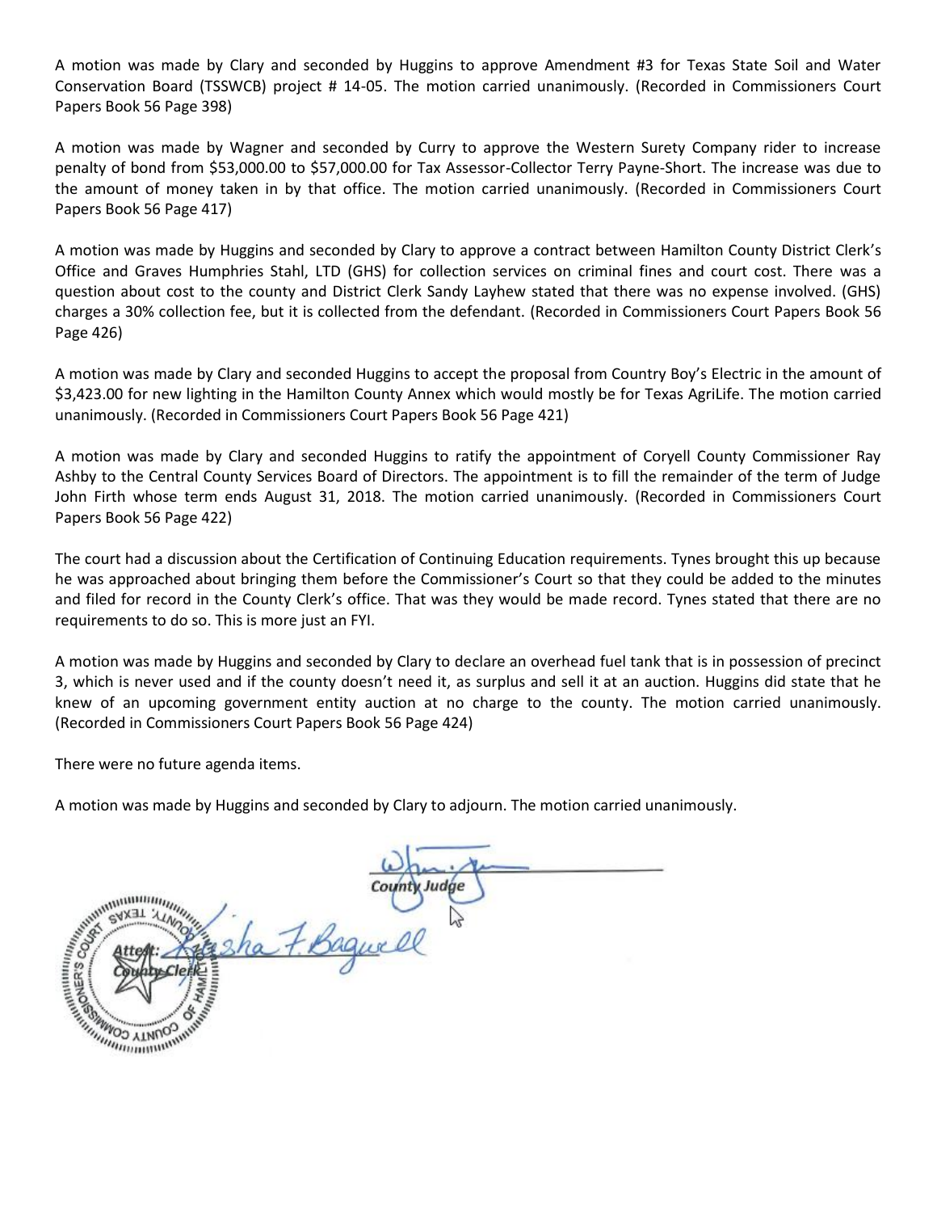A motion was made by Clary and seconded by Huggins to approve Amendment #3 for Texas State Soil and Water Conservation Board (TSSWCB) project # 14-05. The motion carried unanimously. (Recorded in Commissioners Court Papers Book 56 Page 398)

A motion was made by Wagner and seconded by Curry to approve the Western Surety Company rider to increase penalty of bond from $53,000.00 to $57,000.00 for Tax Assessor-Collector Terry Payne-Short. The increase was due to the amount of money taken in by that office. The motion carried unanimously. (Recorded in Commissioners Court Papers Book 56 Page 417)

A motion was made by Huggins and seconded by Clary to approve a contract between Hamilton County District Clerk's Office and Graves Humphries Stahl, LTD (GHS) for collection services on criminal fines and court cost. There was a question about cost to the county and District Clerk Sandy Layhew stated that there was no expense involved. (GHS) charges a 30% collection fee, but it is collected from the defendant. (Recorded in Commissioners Court Papers Book 56 Page 426)

A motion was made by Clary and seconded Huggins to accept the proposal from Country Boy's Electric in the amount of $3,423.00 for new lighting in the Hamilton County Annex which would mostly be for Texas AgriLife. The motion carried unanimously. (Recorded in Commissioners Court Papers Book 56 Page 421)

A motion was made by Clary and seconded Huggins to ratify the appointment of Coryell County Commissioner Ray Ashby to the Central County Services Board of Directors. The appointment is to fill the remainder of the term of Judge John Firth whose term ends August 31, 2018. The motion carried unanimously. (Recorded in Commissioners Court Papers Book 56 Page 422)

The court had a discussion about the Certification of Continuing Education requirements. Tynes brought this up because he was approached about bringing them before the Commissioner's Court so that they could be added to the minutes and filed for record in the County Clerk's office. That was they would be made record. Tynes stated that there are no requirements to do so. This is more just an FYI.

A motion was made by Huggins and seconded by Clary to declare an overhead fuel tank that is in possession of precinct 3, which is never used and if the county doesn't need it, as surplus and sell it at an auction. Huggins did state that he knew of an upcoming government entity auction at no charge to the county. The motion carried unanimously. (Recorded in Commissioners Court Papers Book 56 Page 424)

There were no future agenda items.

A motion was made by Huggins and seconded by Clary to adjourn. The motion carried unanimously.

County Judge

Attest: Kasha F. Bagwell
County Clerk